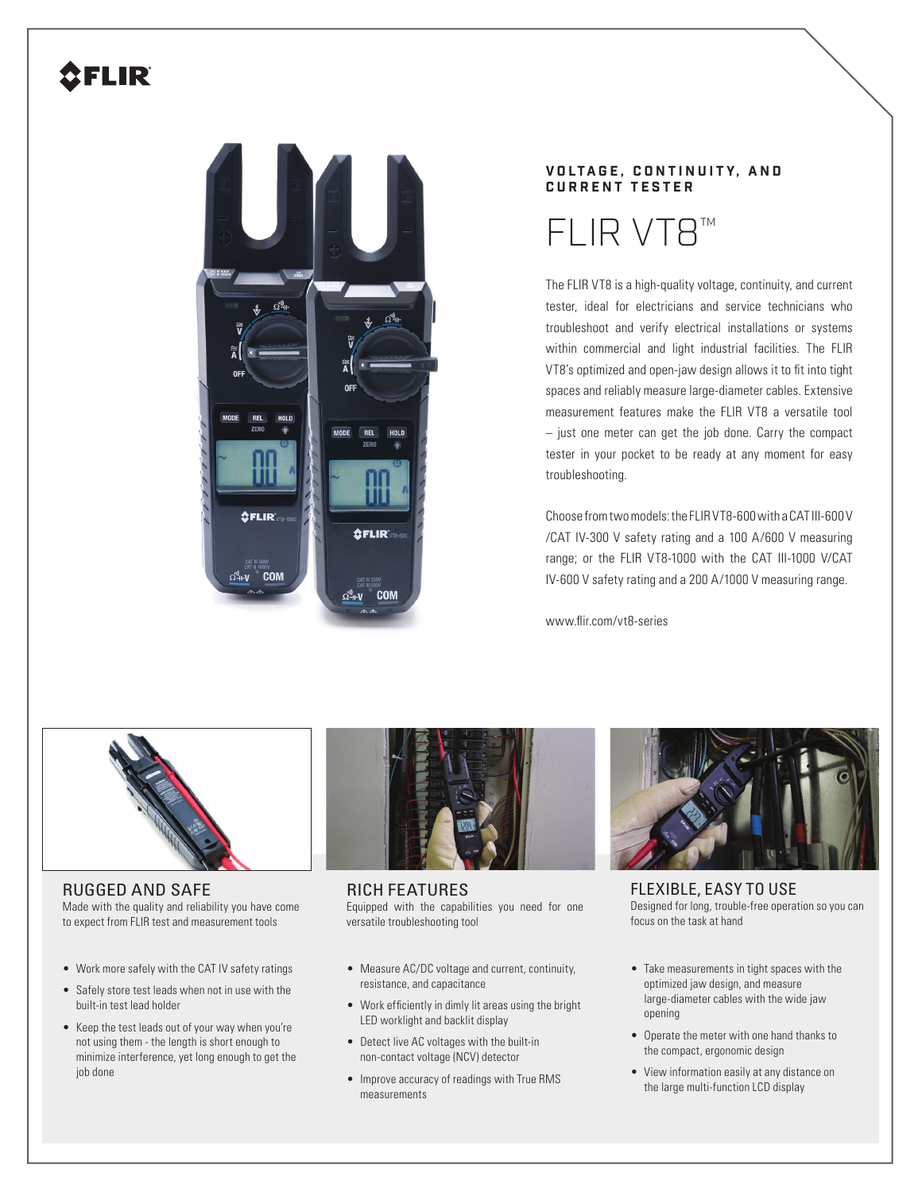FLIR

VOLTAGE, CONTINUITY, AND CURRENT TESTER

# FLIR VT8™

The FLIR VT8 is a high-quality voltage, continuity, and current tester, ideal for electricians and service technicians who troubleshoot and verify electrical installations or systems within commercial and light industrial facilities. The FLIR VT8's optimized and open-jaw design allows it to fit into tight spaces and reliably measure large-diameter cables. Extensive measurement features make the FLIR VT8 a versatile tool – just one meter can get the job done. Carry the compact tester in your pocket to be ready at any moment for easy troubleshooting.

Choose from two models: the FLIR VT8-600 with a CAT III-600 V /CAT IV-300 V safety rating and a 100 A/600 V measuring range; or the FLIR VT8-1000 with the CAT III-1000 V/CAT IV-600 V safety rating and a 200 A/1000 V measuring range.

www.flir.com/vt8-series

## RUGGED AND SAFE

Made with the quality and reliability you have come to expect from FLIR test and measurement tools

- Work more safely with the CAT IV safety ratings
- Safely store test leads when not in use with the built-in test lead holder
- Keep the test leads out of your way when you're not using them - the length is short enough to minimize interference, yet long enough to get the job done

## RICH FEATURES

Equipped with the capabilities you need for one versatile troubleshooting tool

- Measure AC/DC voltage and current, continuity, resistance, and capacitance
- Work efficiently in dimly lit areas using the bright LED worklight and backlit display
- Detect live AC voltages with the built-in non-contact voltage (NCV) detector
- Improve accuracy of readings with True RMS measurements

## FLEXIBLE, EASY TO USE

Designed for long, trouble-free operation so you can focus on the task at hand

- Take measurements in tight spaces with the optimized jaw design, and measure large-diameter cables with the wide jaw opening
- Operate the meter with one hand thanks to the compact, ergonomic design
- View information easily at any distance on the large multi-function LCD display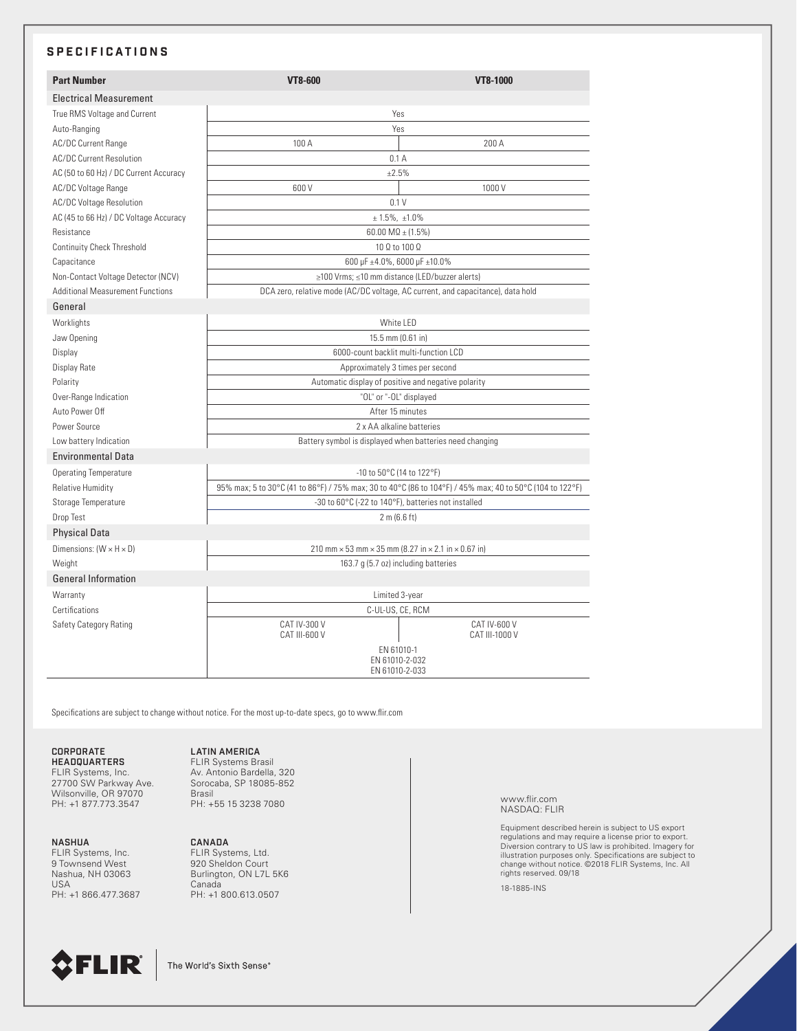## SPECIFICATIONS

| Part Number | VT8-600 | VT8-1000 |
|---|---|---|
| **Electrical Measurement** | | |
| True RMS Voltage and Current | Yes | |
| Auto-Ranging | Yes | |
| AC/DC Current Range | 100 A | 200 A |
| AC/DC Current Resolution | 0.1 A | |
| AC (50 to 60 Hz) / DC Current Accuracy | ±2.5% | |
| AC/DC Voltage Range | 600 V | 1000 V |
| AC/DC Voltage Resolution | 0.1 V | |
| AC (45 to 66 Hz) / DC Voltage Accuracy | ± 1.5%, ±1.0% | |
| Resistance | 60.00 MΩ ± (1.5%) | |
| Continuity Check Threshold | 10 Ω to 100 Ω | |
| Capacitance | 600 μF ±4.0%, 6000 μF ±10.0% | |
| Non-Contact Voltage Detector (NCV) | ≥100 Vrms; ≤10 mm distance (LED/buzzer alerts) | |
| Additional Measurement Functions | DCA zero, relative mode (AC/DC voltage, AC current, and capacitance), data hold | |
| **General** | | |
| Worklights | White LED | |
| Jaw Opening | 15.5 mm (0.61 in) | |
| Display | 6000-count backlit multi-function LCD | |
| Display Rate | Approximately 3 times per second | |
| Polarity | Automatic display of positive and negative polarity | |
| Over-Range Indication | "OL" or "-OL" displayed | |
| Auto Power Off | After 15 minutes | |
| Power Source | 2 x AA alkaline batteries | |
| Low battery Indication | Battery symbol is displayed when batteries need changing | |
| **Environmental Data** | | |
| Operating Temperature | -10 to 50°C (14 to 122°F) | |
| Relative Humidity | 95% max; 5 to 30°C (41 to 86°F) / 75% max; 30 to 40°C (86 to 104°F) / 45% max; 40 to 50°C (104 to 122°F) | |
| Storage Temperature | -30 to 60°C (-22 to 140°F), batteries not installed | |
| Drop Test | 2 m (6.6 ft) | |
| **Physical Data** | | |
| Dimensions: (W × H × D) | 210 mm × 53 mm × 35 mm (8.27 in × 2.1 in × 0.67 in) | |
| Weight | 163.7 g (5.7 oz) including batteries | |
| **General Information** | | |
| Warranty | Limited 3-year | |
| Certifications | C-UL-US, CE, RCM | |
| Safety Category Rating | CAT IV-300 V<br>CAT III-600 V | CAT IV-600 V<br>CAT III-1000 V |
| | EN 61010-1<br>EN 61010-2-032<br>EN 61010-2-033 | |

Specifications are subject to change without notice. For the most up-to-date specs, go to www.flir.com

**CORPORATE HEADQUARTERS**
FLIR Systems, Inc.
27700 SW Parkway Ave.
Wilsonville, OR 97070
PH: +1 877.773.3547

**NASHUA**
FLIR Systems, Inc.
9 Townsend West
Nashua, NH 03063
USA
PH: +1 866.477.3687

**LATIN AMERICA**
FLIR Systems Brasil
Av. Antonio Bardella, 320
Sorocaba, SP 18085-852
Brasil
PH: +55 15 3238 7080

**CANADA**
FLIR Systems, Ltd.
920 Sheldon Court
Burlington, ON L7L 5K6
Canada
PH: +1 800.613.0507

www.flir.com
NASDAQ: FLIR

Equipment described herein is subject to US export regulations and may require a license prior to export. Diversion contrary to US law is prohibited. Imagery for illustration purposes only. Specifications are subject to change without notice. ©2018 FLIR Systems, Inc. All rights reserved. 09/18

18-1885-INS

FLIR | The World's Sixth Sense®